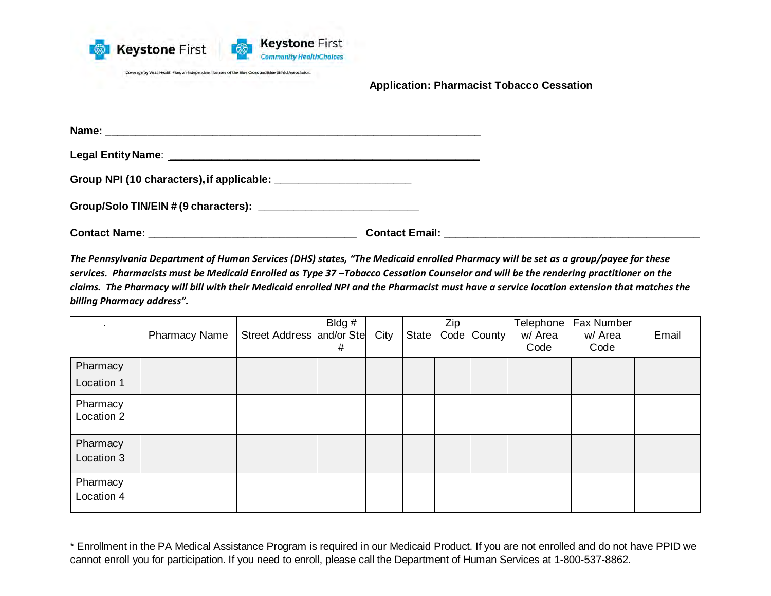Keystone First | Keystone First Community HealthChoices

Coverage by Vista Health Plan, an independent licensee of the Blue Cross and Blue Shield Association.

**Application: Pharmacist Tobacco Cessation**

**Name:** ___________________________________________________________

**Legal Entity Name**: ___________________________________________________

**Group NPI (10 characters), if applicable:** ______________________

**Group/Solo TIN/EIN # (9 characters):** __________________________

**Contact Name:** __________________________________ **Contact Email:** __________________________________________

***The Pennsylvania Department of Human Services (DHS) states, "The Medicaid enrolled Pharmacy will be set as a group/payee for these services. Pharmacists must be Medicaid Enrolled as Type 37 –Tobacco Cessation Counselor and will be the rendering practitioner on the claims. The Pharmacy will bill with their Medicaid enrolled NPI and the Pharmacist must have a service location extension that matches the billing Pharmacy address".***

| . | Pharmacy Name | Street Address | Bldg # and/or Ste # | City | State | Zip Code | County | Telephone w/ Area Code | Fax Number w/ Area Code | Email |
|---|---|---|---|---|---|---|---|---|---|---|
| Pharmacy Location 1 | | | | | | | | | | |
| Pharmacy Location 2 | | | | | | | | | | |
| Pharmacy Location 3 | | | | | | | | | | |
| Pharmacy Location 4 | | | | | | | | | | |

* Enrollment in the PA Medical Assistance Program is required in our Medicaid Product. If you are not enrolled and do not have PPID we cannot enroll you for participation. If you need to enroll, please call the Department of Human Services at 1-800-537-8862.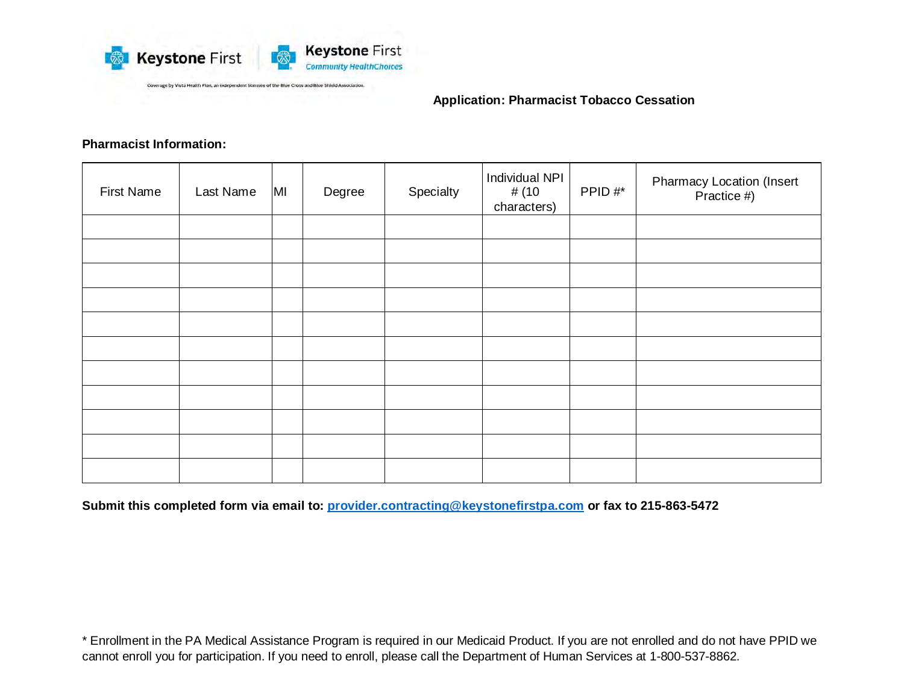Keystone First | Keystone First Community HealthChoices

Coverage by Vista Health Plan, an independent licensee of the Blue Cross and Blue Shield Association.

**Application: Pharmacist Tobacco Cessation**

**Pharmacist Information:**

| First Name | Last Name | MI | Degree | Specialty | Individual NPI # (10 characters) | PPID #* | Pharmacy Location (Insert Practice #) |
|---|---|---|---|---|---|---|---|
| | | | | | | | |
| | | | | | | | |
| | | | | | | | |
| | | | | | | | |
| | | | | | | | |
| | | | | | | | |
| | | | | | | | |
| | | | | | | | |
| | | | | | | | |
| | | | | | | | |
| | | | | | | | |

**Submit this completed form via email to: provider.contracting@keystonefirstpa.com or fax to 215-863-5472**

* Enrollment in the PA Medical Assistance Program is required in our Medicaid Product. If you are not enrolled and do not have PPID we cannot enroll you for participation. If you need to enroll, please call the Department of Human Services at 1-800-537-8862.